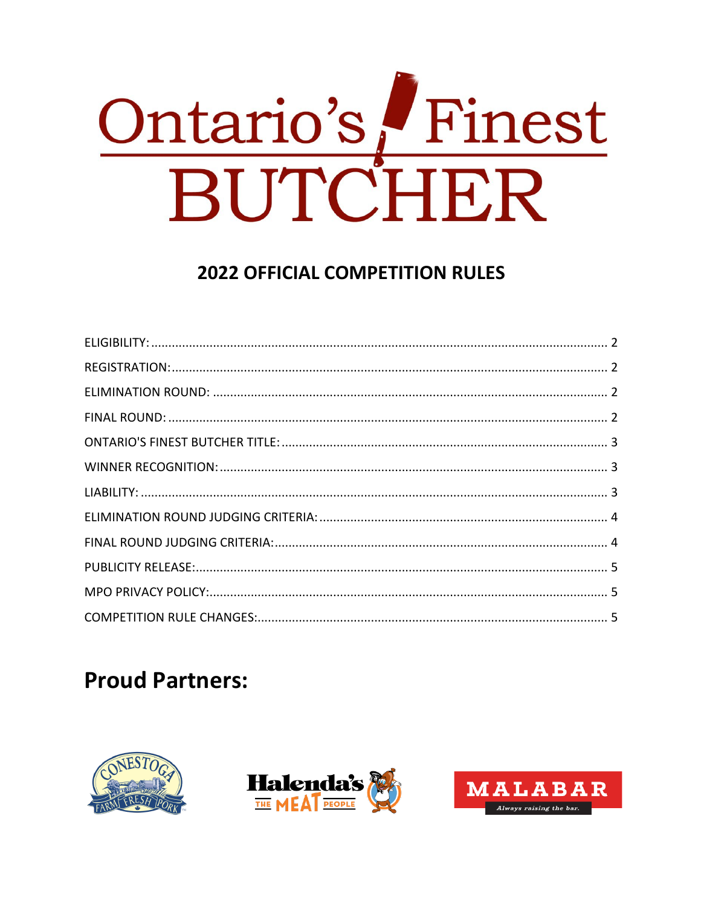# Ontario's Finest BUTCHER

## 2022 OFFICIAL COMPETITION RULES

| | |
|---|---|
| ELIGIBILITY: | 2 |
| REGISTRATION: | 2 |
| ELIMINATION ROUND: | 2 |
| FINAL ROUND: | 2 |
| ONTARIO'S FINEST BUTCHER TITLE: | 3 |
| WINNER RECOGNITION: | 3 |
| LIABILITY: | 3 |
| ELIMINATION ROUND JUDGING CRITERIA: | 4 |
| FINAL ROUND JUDGING CRITERIA: | 4 |
| PUBLICITY RELEASE: | 5 |
| MPO PRIVACY POLICY: | 5 |
| COMPETITION RULE CHANGES: | 5 |

# Proud Partners:

CONESTOGA FARM FRESH PORK

Halenda's THE MEAT PEOPLE

MALABAR Always raising the bar.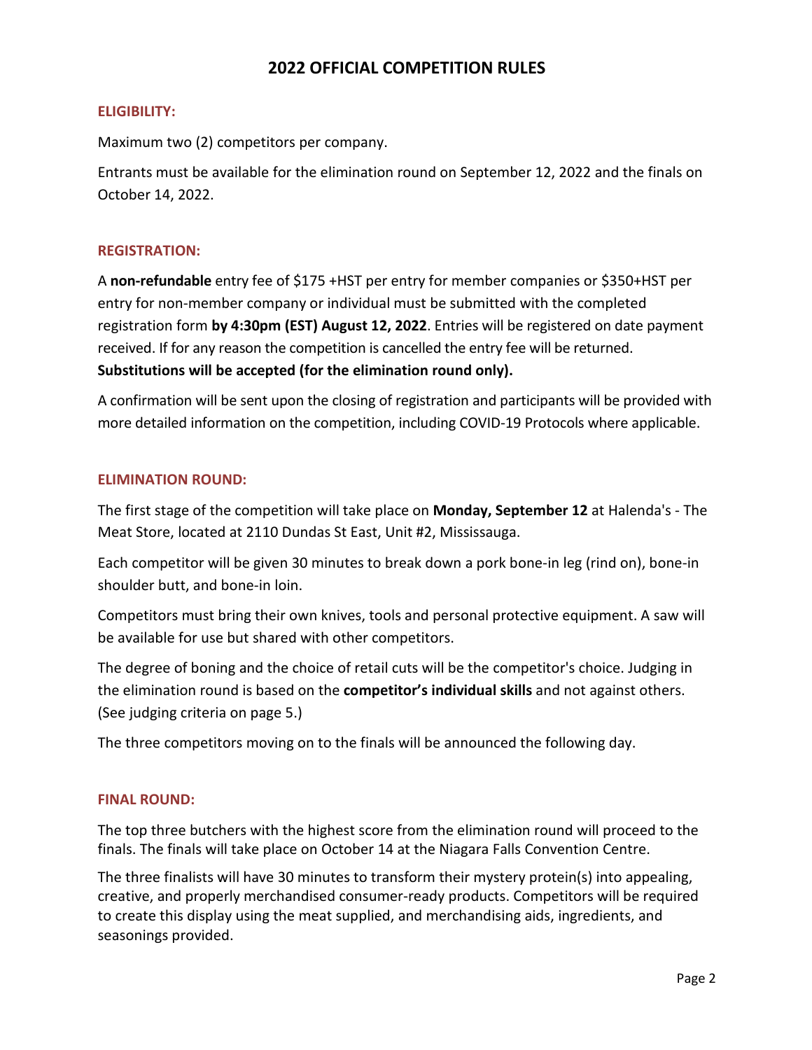# 2022 OFFICIAL COMPETITION RULES

## ELIGIBILITY:

Maximum two (2) competitors per company.

Entrants must be available for the elimination round on September 12, 2022 and the finals on October 14, 2022.

## REGISTRATION:

A **non-refundable** entry fee of $175 +HST per entry for member companies or $350+HST per entry for non-member company or individual must be submitted with the completed registration form **by 4:30pm (EST) August 12, 2022**. Entries will be registered on date payment received. If for any reason the competition is cancelled the entry fee will be returned. **Substitutions will be accepted (for the elimination round only).**

A confirmation will be sent upon the closing of registration and participants will be provided with more detailed information on the competition, including COVID-19 Protocols where applicable.

## ELIMINATION ROUND:

The first stage of the competition will take place on **Monday, September 12** at Halenda's - The Meat Store, located at 2110 Dundas St East, Unit #2, Mississauga.

Each competitor will be given 30 minutes to break down a pork bone-in leg (rind on), bone-in shoulder butt, and bone-in loin.

Competitors must bring their own knives, tools and personal protective equipment. A saw will be available for use but shared with other competitors.

The degree of boning and the choice of retail cuts will be the competitor's choice. Judging in the elimination round is based on the **competitor's individual skills** and not against others. (See judging criteria on page 5.)

The three competitors moving on to the finals will be announced the following day.

## FINAL ROUND:

The top three butchers with the highest score from the elimination round will proceed to the finals. The finals will take place on October 14 at the Niagara Falls Convention Centre.

The three finalists will have 30 minutes to transform their mystery protein(s) into appealing, creative, and properly merchandised consumer-ready products. Competitors will be required to create this display using the meat supplied, and merchandising aids, ingredients, and seasonings provided.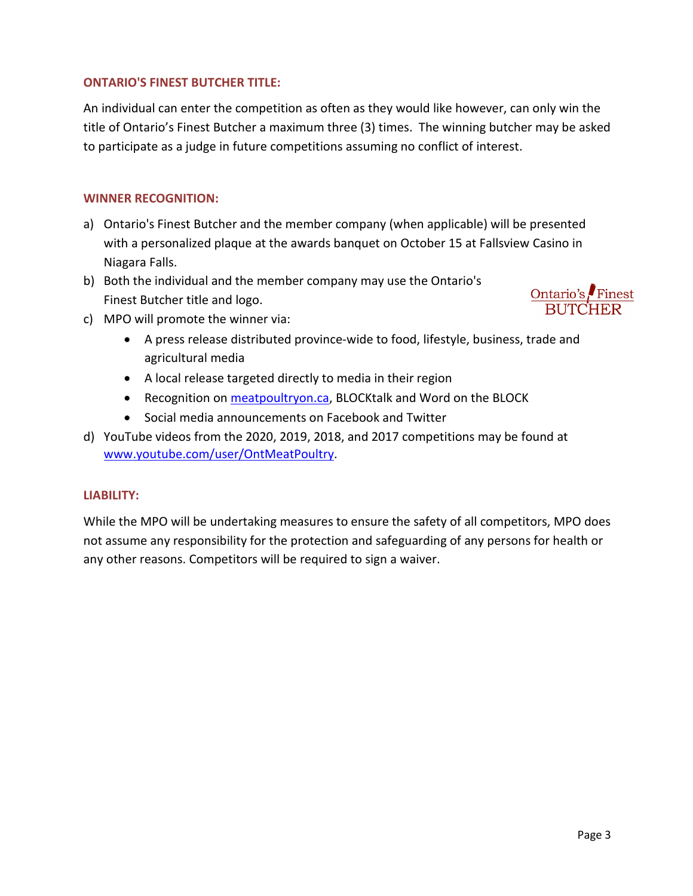### ONTARIO'S FINEST BUTCHER TITLE:

An individual can enter the competition as often as they would like however, can only win the title of Ontario's Finest Butcher a maximum three (3) times. The winning butcher may be asked to participate as a judge in future competitions assuming no conflict of interest.

### WINNER RECOGNITION:

a) Ontario's Finest Butcher and the member company (when applicable) will be presented with a personalized plaque at the awards banquet on October 15 at Fallsview Casino in Niagara Falls.

b) Both the individual and the member company may use the Ontario's Finest Butcher title and logo.

c) MPO will promote the winner via:
   - A press release distributed province-wide to food, lifestyle, business, trade and agricultural media
   - A local release targeted directly to media in their region
   - Recognition on [meatpoultryon.ca](meatpoultryon.ca), BLOCKtalk and Word on the BLOCK
   - Social media announcements on Facebook and Twitter

d) YouTube videos from the 2020, 2019, 2018, and 2017 competitions may be found at [www.youtube.com/user/OntMeatPoultry](www.youtube.com/user/OntMeatPoultry).

### LIABILITY:

While the MPO will be undertaking measures to ensure the safety of all competitors, MPO does not assume any responsibility for the protection and safeguarding of any persons for health or any other reasons. Competitors will be required to sign a waiver.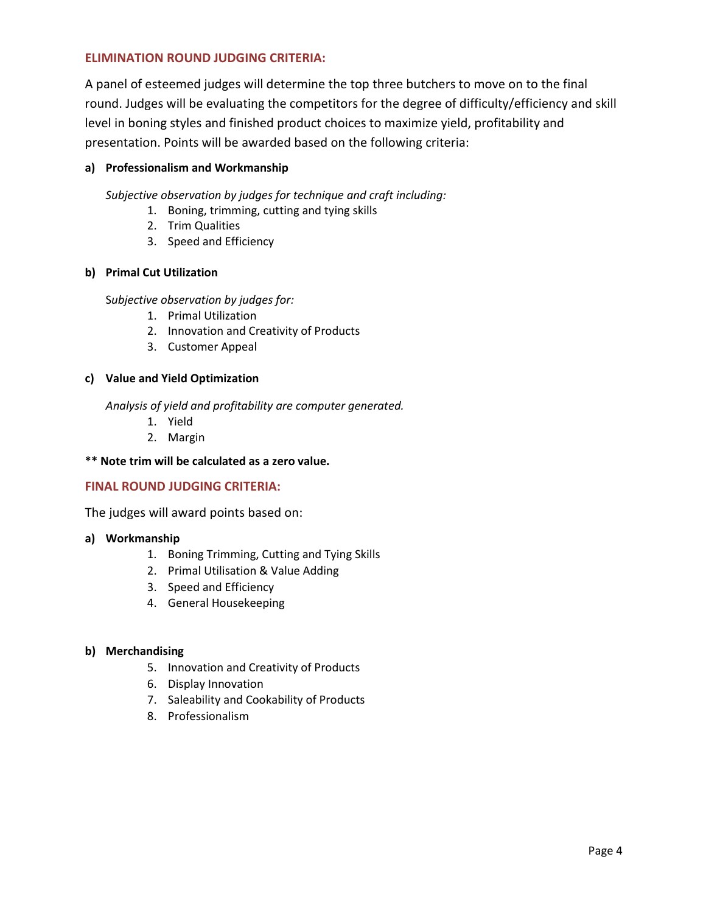## ELIMINATION ROUND JUDGING CRITERIA:

A panel of esteemed judges will determine the top three butchers to move on to the final round. Judges will be evaluating the competitors for the degree of difficulty/efficiency and skill level in boning styles and finished product choices to maximize yield, profitability and presentation. Points will be awarded based on the following criteria:

**a) Professionalism and Workmanship**

*Subjective observation by judges for technique and craft including:*

1. Boning, trimming, cutting and tying skills
2. Trim Qualities
3. Speed and Efficiency

**b) Primal Cut Utilization**

*Subjective observation by judges for:*

1. Primal Utilization
2. Innovation and Creativity of Products
3. Customer Appeal

**c) Value and Yield Optimization**

*Analysis of yield and profitability are computer generated.*

1. Yield
2. Margin

**\*\* Note trim will be calculated as a zero value.**

## FINAL ROUND JUDGING CRITERIA:

The judges will award points based on:

**a) Workmanship**

1. Boning Trimming, Cutting and Tying Skills
2. Primal Utilisation & Value Adding
3. Speed and Efficiency
4. General Housekeeping

**b) Merchandising**

5. Innovation and Creativity of Products
6. Display Innovation
7. Saleability and Cookability of Products
8. Professionalism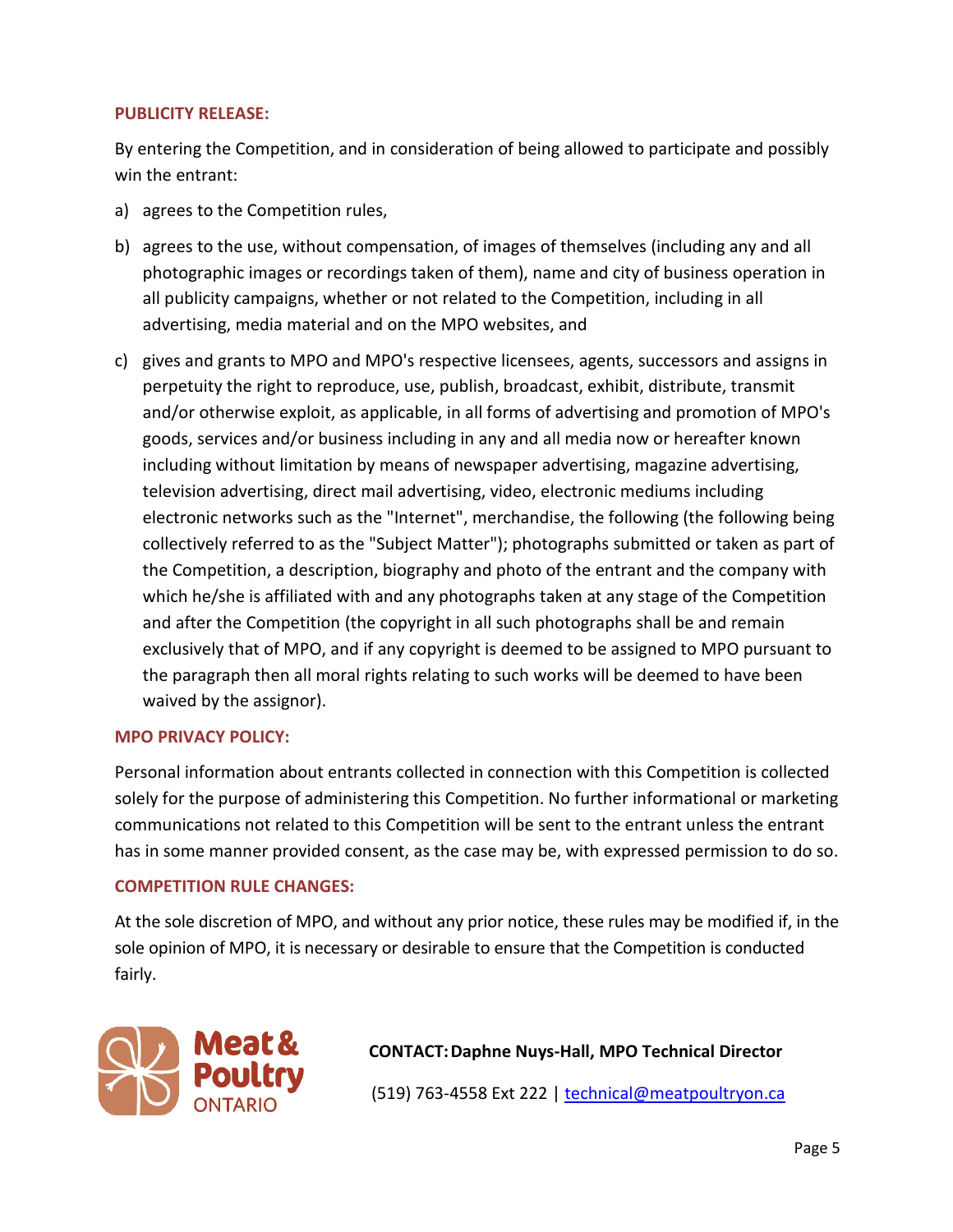## PUBLICITY RELEASE:

By entering the Competition, and in consideration of being allowed to participate and possibly win the entrant:

a) agrees to the Competition rules,

b) agrees to the use, without compensation, of images of themselves (including any and all photographic images or recordings taken of them), name and city of business operation in all publicity campaigns, whether or not related to the Competition, including in all advertising, media material and on the MPO websites, and

c) gives and grants to MPO and MPO's respective licensees, agents, successors and assigns in perpetuity the right to reproduce, use, publish, broadcast, exhibit, distribute, transmit and/or otherwise exploit, as applicable, in all forms of advertising and promotion of MPO's goods, services and/or business including in any and all media now or hereafter known including without limitation by means of newspaper advertising, magazine advertising, television advertising, direct mail advertising, video, electronic mediums including electronic networks such as the "Internet", merchandise, the following (the following being collectively referred to as the "Subject Matter"); photographs submitted or taken as part of the Competition, a description, biography and photo of the entrant and the company with which he/she is affiliated with and any photographs taken at any stage of the Competition and after the Competition (the copyright in all such photographs shall be and remain exclusively that of MPO, and if any copyright is deemed to be assigned to MPO pursuant to the paragraph then all moral rights relating to such works will be deemed to have been waived by the assignor).

## MPO PRIVACY POLICY:

Personal information about entrants collected in connection with this Competition is collected solely for the purpose of administering this Competition. No further informational or marketing communications not related to this Competition will be sent to the entrant unless the entrant has in some manner provided consent, as the case may be, with expressed permission to do so.

## COMPETITION RULE CHANGES:

At the sole discretion of MPO, and without any prior notice, these rules may be modified if, in the sole opinion of MPO, it is necessary or desirable to ensure that the Competition is conducted fairly.

Meat & Poultry ONTARIO

**CONTACT: Daphne Nuys-Hall, MPO Technical Director**

(519) 763-4558 Ext 222 | technical@meatpoultryon.ca